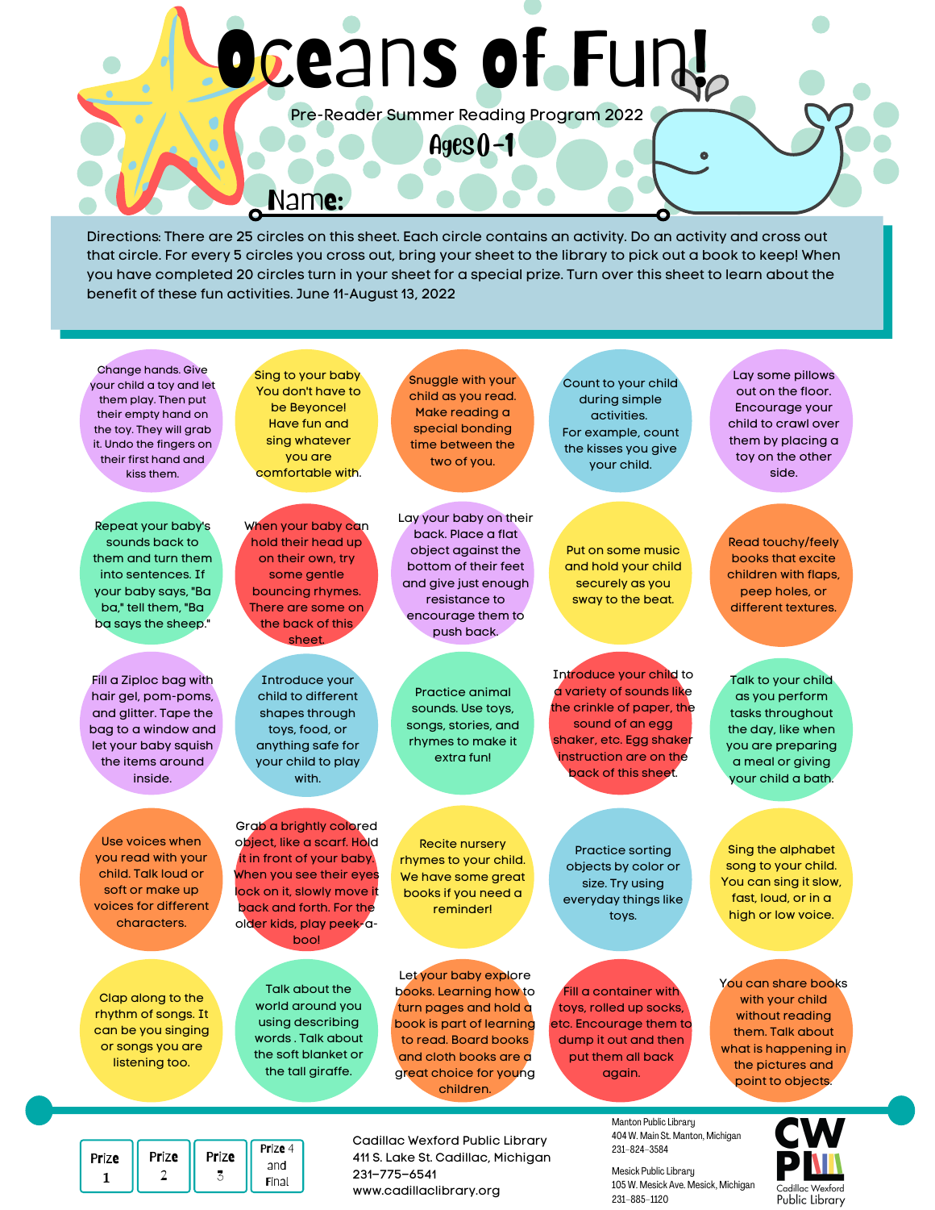# Oceans of Fun!

Pre-Reader Summer Reading Program 2022

## Ages 0-1

Name: ______________________

Directions: There are 25 circles on this sheet. Each circle contains an activity. Do an activity and cross out that circle. For every 5 circles you cross out, bring your sheet to the library to pick out a book to keep! When you have completed 20 circles turn in your sheet for a special prize. Turn over this sheet to learn about the benefit of these fun activities. June 11-August 13, 2022

- Change hands. Give your child a toy and let them play. Then put their empty hand on the toy. They will grab it. Undo the fingers on their first hand and kiss them.
- Sing to your baby You don't have to be Beyonce! Have fun and sing whatever you are comfortable with.
- Snuggle with your child as you read. Make reading a special bonding time between the two of you.
- Count to your child during simple activities. For example, count the kisses you give your child.
- Lay some pillows out on the floor. Encourage your child to crawl over them by placing a toy on the other side.
- Repeat your baby's sounds back to them and turn them into sentences. If your baby says, "Ba ba," tell them, "Ba ba says the sheep."
- When your baby can hold their head up on their own, try some gentle bouncing rhymes. There are some on the back of this sheet.
- Lay your baby on their back. Place a flat object against the bottom of their feet and give just enough resistance to encourage them to push back.
- Put on some music and hold your child securely as you sway to the beat.
- Read touchy/feely books that excite children with flaps, peep holes, or different textures.
- Fill a Ziploc bag with hair gel, pom-poms, and glitter. Tape the bag to a window and let your baby squish the items around inside.
- Introduce your child to different shapes through toys, food, or anything safe for your child to play with.
- Practice animal sounds. Use toys, songs, stories, and rhymes to make it extra fun!
- Introduce your child to a variety of sounds like the crinkle of paper, the sound of an egg shaker, etc. Egg shaker instruction are on the back of this sheet.
- Talk to your child as you perform tasks throughout the day, like when you are preparing a meal or giving your child a bath.
- Use voices when you read with your child. Talk loud or soft or make up voices for different characters.
- Grab a brightly colored object, like a scarf. Hold it in front of your baby. When you see their eyes lock on it, slowly move it back and forth. For the older kids, play peek-a-boo!
- Recite nursery rhymes to your child. We have some great books if you need a reminder!
- Practice sorting objects by color or size. Try using everyday things like toys.
- Sing the alphabet song to your child. You can sing it slow, fast, loud, or in a high or low voice.
- Clap along to the rhythm of songs. It can be you singing or songs you are listening too.
- Talk about the world around you using descriptive words . Talk about the soft blanket or the tall giraffe.
- Let your baby explore books. Learning how to turn pages and hold a book is part of learning to read. Board books and cloth books are a great choice for young children.
- Fill a container with toys, rolled up socks, etc. Encourage them to dump it out and then put them all back again.
- You can share books with your child without reading them. Talk about what is happening in the pictures and point to objects.

| Prize 1 | Prize 2 | Prize 3 | Prize 4 and Final |
|---|---|---|---|

Cadillac Wexford Public Library
411 S. Lake St. Cadillac, Michigan
231-775-6541
www.cadillaclibrary.org

Manton Public Library
404 W. Main St. Manton, Michigan
231-824-3584

Mesick Public Library
105 W. Mesick Ave. Mesick, Michigan
231-885-1120

CWPL Cadillac Wexford Public Library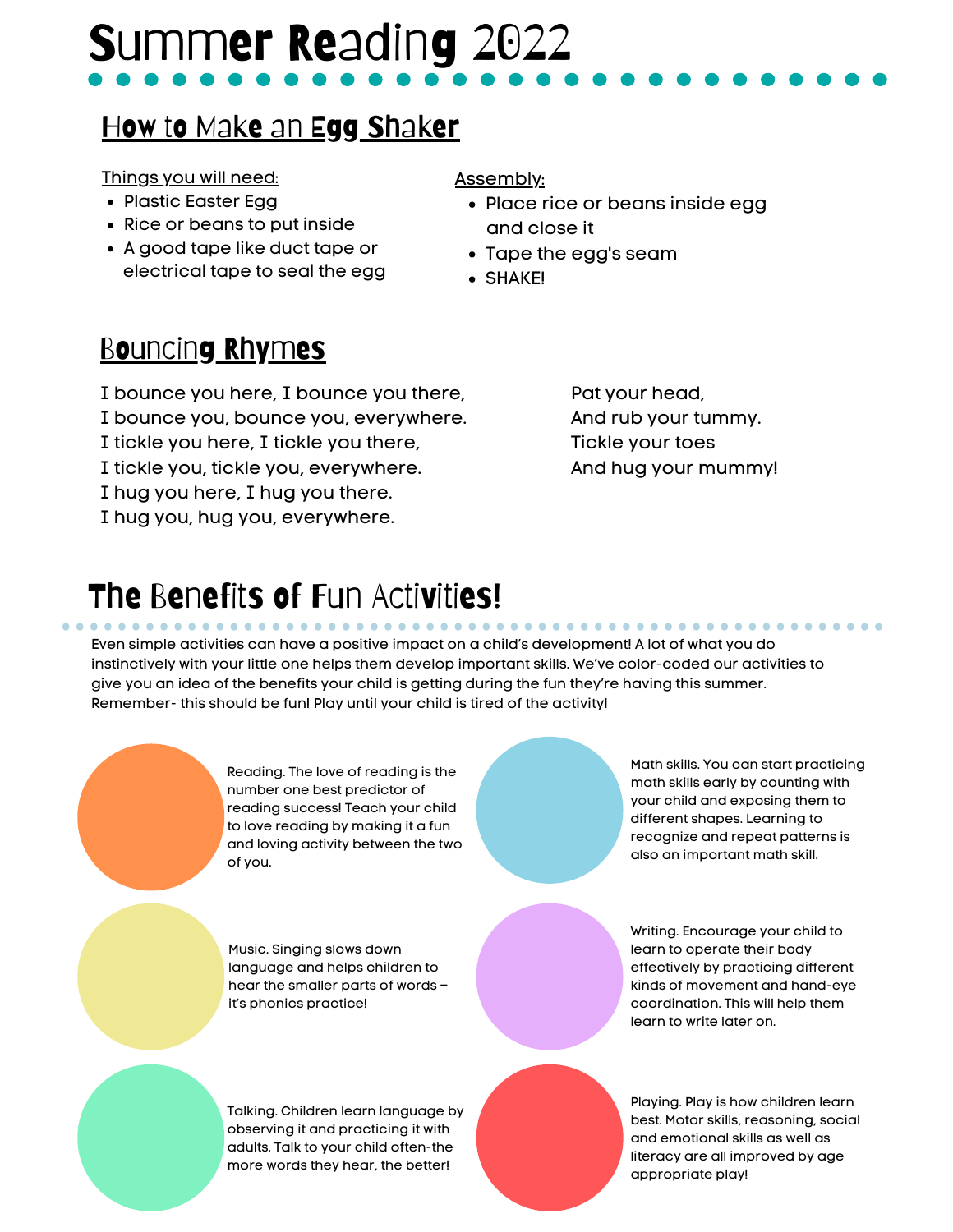# Summer Reading 2022

## How to Make an Egg Shaker

Things you will need:

- Plastic Easter Egg
- Rice or beans to put inside
- A good tape like duct tape or electrical tape to seal the egg

Assembly:

- Place rice or beans inside egg and close it
- Tape the egg's seam
- SHAKE!

## Bouncing Rhymes

I bounce you here, I bounce you there,
I bounce you, bounce you, everywhere.
I tickle you here, I tickle you there,
I tickle you, tickle you, everywhere.
I hug you here, I hug you there.
I hug you, hug you, everywhere.

Pat your head,
And rub your tummy.
Tickle your toes
And hug your mummy!

## The Benefits of Fun Activities!

Even simple activities can have a positive impact on a child's development! A lot of what you do instinctively with your little one helps them develop important skills. We've color-coded our activities to give you an idea of the benefits your child is getting during the fun they're having this summer. Remember- this should be fun! Play until your child is tired of the activity!

Reading. The love of reading is the number one best predictor of reading success! Teach your child to love reading by making it a fun and loving activity between the two of you.

Math skills. You can start practicing math skills early by counting with your child and exposing them to different shapes. Learning to recognize and repeat patterns is also an important math skill.

Music. Singing slows down language and helps children to hear the smaller parts of words – it's phonics practice!

Writing. Encourage your child to learn to operate their body effectively by practicing different kinds of movement and hand-eye coordination. This will help them learn to write later on.

Talking. Children learn language by observing it and practicing it with adults. Talk to your child often-the more words they hear, the better!

Playing. Play is how children learn best. Motor skills, reasoning, social and emotional skills as well as literacy are all improved by age appropriate play!